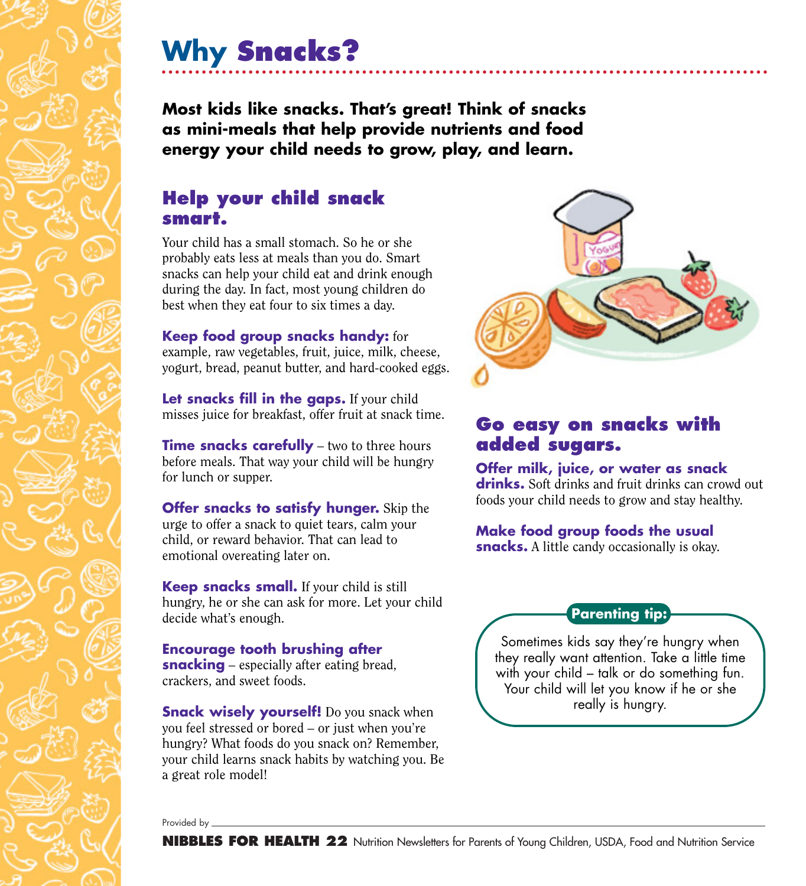# Why Snacks?

**Most kids like snacks. That's great! Think of snacks as mini-meals that help provide nutrients and food energy your child needs to grow, play, and learn.**

## Help your child snack smart.

Your child has a small stomach. So he or she probably eats less at meals than you do. Smart snacks can help your child eat and drink enough during the day. In fact, most young children do best when they eat four to six times a day.

**Keep food group snacks handy:** for example, raw vegetables, fruit, juice, milk, cheese, yogurt, bread, peanut butter, and hard-cooked eggs.

**Let snacks fill in the gaps.** If your child misses juice for breakfast, offer fruit at snack time.

**Time snacks carefully** – two to three hours before meals. That way your child will be hungry for lunch or supper.

**Offer snacks to satisfy hunger.** Skip the urge to offer a snack to quiet tears, calm your child, or reward behavior. That can lead to emotional overeating later on.

**Keep snacks small.** If your child is still hungry, he or she can ask for more. Let your child decide what's enough.

**Encourage tooth brushing after snacking** – especially after eating bread, crackers, and sweet foods.

**Snack wisely yourself!** Do you snack when you feel stressed or bored – or just when you're hungry? What foods do you snack on? Remember, your child learns snack habits by watching you. Be a great role model!

## Go easy on snacks with added sugars.

**Offer milk, juice, or water as snack drinks.** Soft drinks and fruit drinks can crowd out foods your child needs to grow and stay healthy.

**Make food group foods the usual snacks.** A little candy occasionally is okay.

**Parenting tip:**

Sometimes kids say they're hungry when they really want attention. Take a little time with your child – talk or do something fun. Your child will let you know if he or she really is hungry.

Provided by

**NIBBLES FOR HEALTH 22** Nutrition Newsletters for Parents of Young Children, USDA, Food and Nutrition Service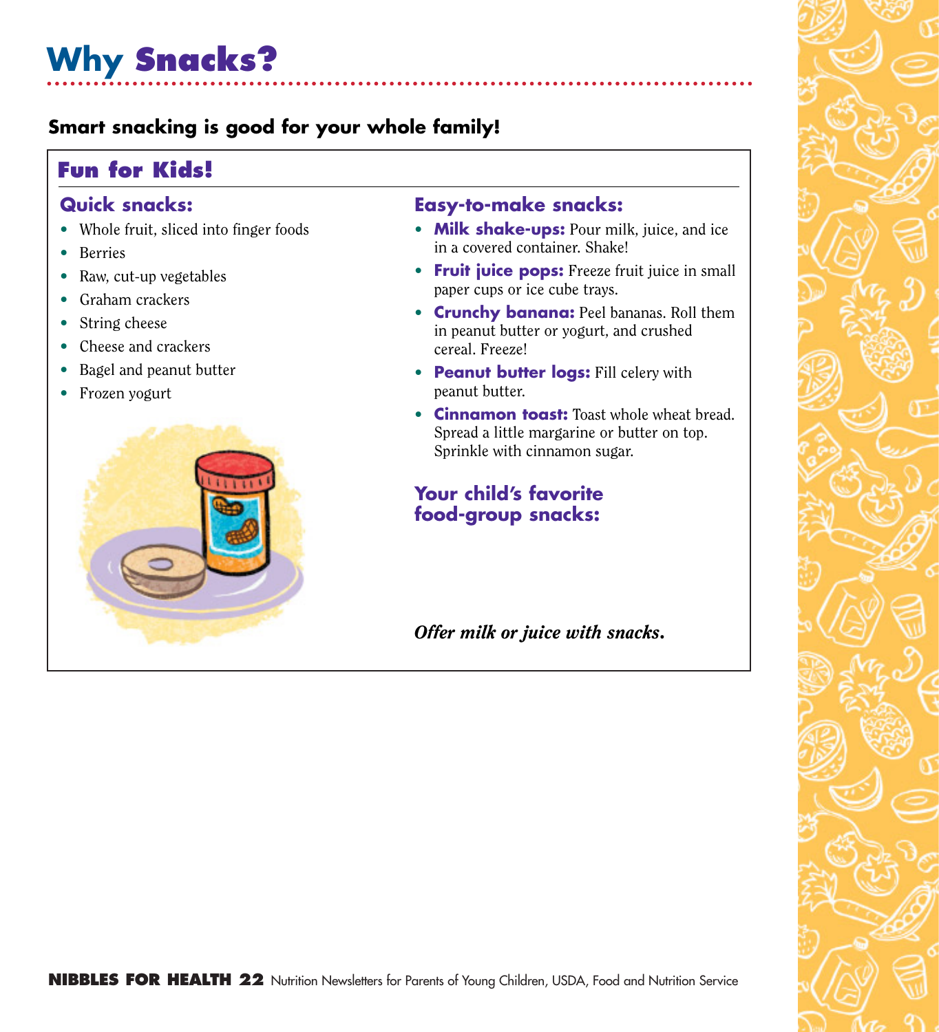# Why Snacks?

**Smart snacking is good for your whole family!**

## Fun for Kids!

### Quick snacks:

- Whole fruit, sliced into finger foods
- Berries
- Raw, cut-up vegetables
- Graham crackers
- String cheese
- Cheese and crackers
- Bagel and peanut butter
- Frozen yogurt

### Easy-to-make snacks:

- **Milk shake-ups:** Pour milk, juice, and ice in a covered container. Shake!
- **Fruit juice pops:** Freeze fruit juice in small paper cups or ice cube trays.
- **Crunchy banana:** Peel bananas. Roll them in peanut butter or yogurt, and crushed cereal. Freeze!
- **Peanut butter logs:** Fill celery with peanut butter.
- **Cinnamon toast:** Toast whole wheat bread. Spread a little margarine or butter on top. Sprinkle with cinnamon sugar.

### Your child's favorite food-group snacks:

*Offer milk or juice with snacks.*